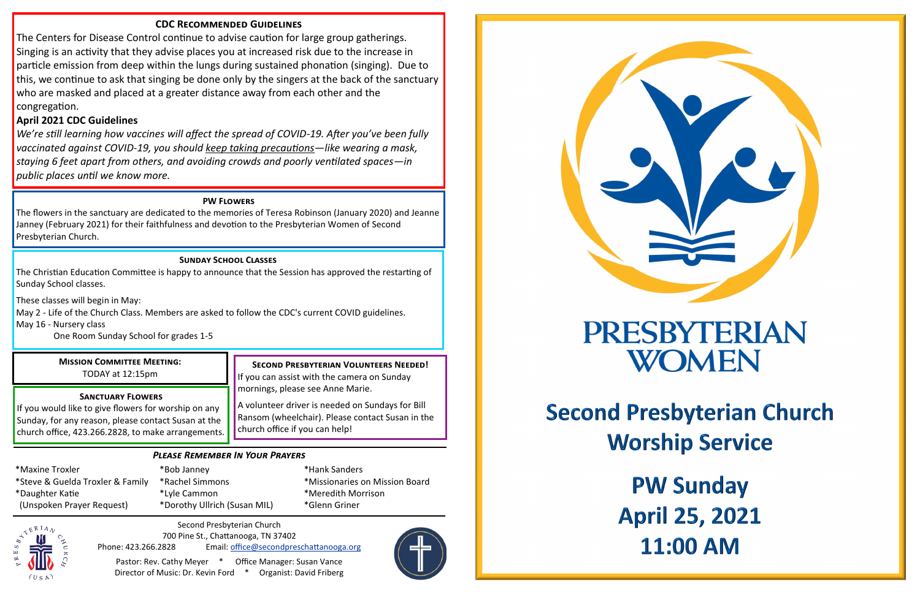## CDC Recommended Guidelines

The Centers for Disease Control continue to advise caution for large group gatherings. Singing is an activity that they advise places you at increased risk due to the increase in particle emission from deep within the lungs during sustained phonation (singing). Due to this, we continue to ask that singing be done only by the singers at the back of the sanctuary who are masked and placed at a greater distance away from each other and the congregation.

**April 2021 CDC Guidelines**

*We're still learning how vaccines will affect the spread of COVID-19. After you've been fully vaccinated against COVID-19, you should keep taking precautions—like wearing a mask, staying 6 feet apart from others, and avoiding crowds and poorly ventilated spaces—in public places until we know more.*

## PW Flowers

The flowers in the sanctuary are dedicated to the memories of Teresa Robinson (January 2020) and Jeanne Janney (February 2021) for their faithfulness and devotion to the Presbyterian Women of Second Presbyterian Church.

## Sunday School Classes

The Christian Education Committee is happy to announce that the Session has approved the restarting of Sunday School classes.

These classes will begin in May:

May 2 - Life of the Church Class. Members are asked to follow the CDC's current COVID guidelines.

May 16 - Nursery class

One Room Sunday School for grades 1-5

## Mission Committee Meeting:

TODAY at 12:15pm

## Sanctuary Flowers

If you would like to give flowers for worship on any Sunday, for any reason, please contact Susan at the church office, 423.266.2828, to make arrangements.

## Second Presbyterian Volunteers Needed!

If you can assist with the camera on Sunday mornings, please see Anne Marie.

A volunteer driver is needed on Sundays for Bill Ransom (wheelchair). Please contact Susan in the church office if you can help!

## *Please Remember In Your Prayers*

*Maxine Troxler
*Steve & Guelda Troxler & Family
*Daughter Katie
(Unspoken Prayer Request)
*Bob Janney
*Rachel Simmons
*Lyle Cammon
*Dorothy Ullrich (Susan MIL)
*Hank Sanders
*Missionaries on Mission Board
*Meredith Morrison
*Glenn Griner

Second Presbyterian Church
700 Pine St., Chattanooga, TN 37402
Phone: 423.266.2828 Email: office@secondpreschattanooga.org
Pastor: Rev. Cathy Meyer * Office Manager: Susan Vance
Director of Music: Dr. Kevin Ford * Organist: David Friberg

# PRESBYTERIAN WOMEN

# Second Presbyterian Church Worship Service

## PW Sunday
## April 25, 2021
## 11:00 AM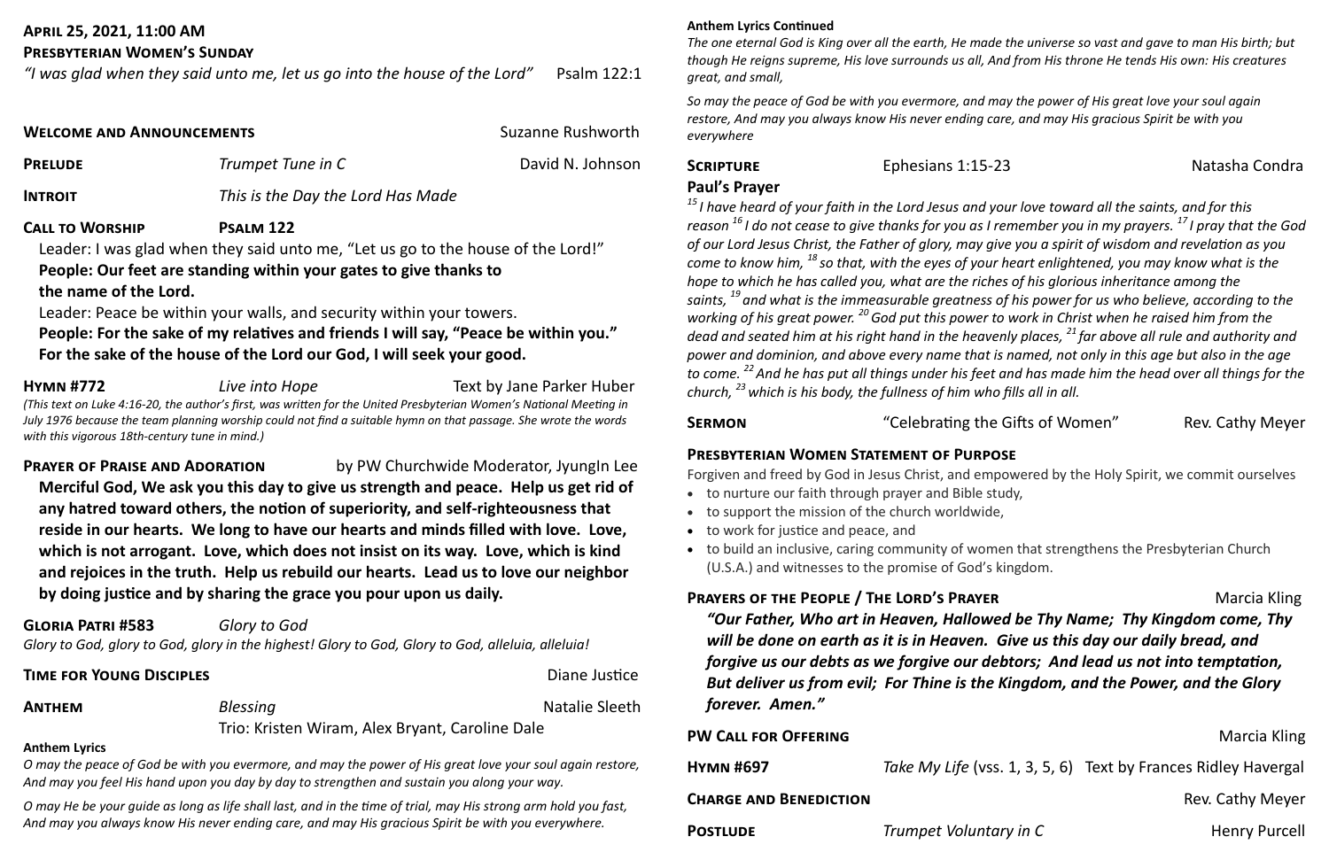**April 25, 2021, 11:00 AM**
**Presbyterian Women's Sunday**
*"I was glad when they said unto me, let us go into the house of the Lord"* Psalm 122:1

**Welcome and Announcements** Suzanne Rushworth

**Prelude** *Trumpet Tune in C* David N. Johnson

**Introit** *This is the Day the Lord Has Made*

**Call to Worship** **Psalm 122**

Leader: I was glad when they said unto me, "Let us go to the house of the Lord!"
**People: Our feet are standing within your gates to give thanks to the name of the Lord.**
Leader: Peace be within your walls, and security within your towers.
**People: For the sake of my relatives and friends I will say, "Peace be within you." For the sake of the house of the Lord our God, I will seek your good.**

**Hymn #772** *Live into Hope* Text by Jane Parker Huber
*(This text on Luke 4:16-20, the author's first, was written for the United Presbyterian Women's National Meeting in July 1976 because the team planning worship could not find a suitable hymn on that passage. She wrote the words with this vigorous 18th-century tune in mind.)*

**Prayer of Praise and Adoration** by PW Churchwide Moderator, JyungIn Lee
**Merciful God, We ask you this day to give us strength and peace. Help us get rid of any hatred toward others, the notion of superiority, and self-righteousness that reside in our hearts. We long to have our hearts and minds filled with love. Love, which is not arrogant. Love, which does not insist on its way. Love, which is kind and rejoices in the truth. Help us rebuild our hearts. Lead us to love our neighbor by doing justice and by sharing the grace you pour upon us daily.**

**Gloria Patri #583** *Glory to God*
*Glory to God, glory to God, glory in the highest! Glory to God, Glory to God, alleluia, alleluia!*

**Time for Young Disciples** Diane Justice

**Anthem** *Blessing* Natalie Sleeth
Trio: Kristen Wiram, Alex Bryant, Caroline Dale

**Anthem Lyrics**
*O may the peace of God be with you evermore, and may the power of His great love your soul again restore, And may you feel His hand upon you day by day to strengthen and sustain you along your way.*

*O may He be your guide as long as life shall last, and in the time of trial, may His strong arm hold you fast, And may you always know His never ending care, and may His gracious Spirit be with you everywhere.*

**Anthem Lyrics Continued**
*The one eternal God is King over all the earth, He made the universe so vast and gave to man His birth; but though He reigns supreme, His love surrounds us all, And from His throne He tends His own: His creatures great, and small,*

*So may the peace of God be with you evermore, and may the power of His great love your soul again restore, And may you always know His never ending care, and may His gracious Spirit be with you everywhere*

**Scripture** Ephesians 1:15-23 Natasha Condra
**Paul's Prayer**
*[15] I have heard of your faith in the Lord Jesus and your love toward all the saints, and for this reason [16] I do not cease to give thanks for you as I remember you in my prayers. [17] I pray that the God of our Lord Jesus Christ, the Father of glory, may give you a spirit of wisdom and revelation as you come to know him, [18] so that, with the eyes of your heart enlightened, you may know what is the hope to which he has called you, what are the riches of his glorious inheritance among the saints, [19] and what is the immeasurable greatness of his power for us who believe, according to the working of his great power. [20] God put this power to work in Christ when he raised him from the dead and seated him at his right hand in the heavenly places, [21] far above all rule and authority and power and dominion, and above every name that is named, not only in this age but also in the age to come. [22] And he has put all things under his feet and has made him the head over all things for the church, [23] which is his body, the fullness of him who fills all in all.*

**Sermon** "Celebrating the Gifts of Women" Rev. Cathy Meyer

**Presbyterian Women Statement of Purpose**
Forgiven and freed by God in Jesus Christ, and empowered by the Holy Spirit, we commit ourselves
- to nurture our faith through prayer and Bible study,
- to support the mission of the church worldwide,
- to work for justice and peace, and
- to build an inclusive, caring community of women that strengthens the Presbyterian Church (U.S.A.) and witnesses to the promise of God's kingdom.

**Prayers of the People / The Lord's Prayer** Marcia Kling
***"Our Father, Who art in Heaven, Hallowed be Thy Name; Thy Kingdom come, Thy will be done on earth as it is in Heaven. Give us this day our daily bread, and forgive us our debts as we forgive our debtors; And lead us not into temptation, But deliver us from evil; For Thine is the Kingdom, and the Power, and the Glory forever. Amen."***

**PW Call for Offering** Marcia Kling

**Hymn #697** *Take My Life* (vss. 1, 3, 5, 6) Text by Frances Ridley Havergal

**Charge and Benediction** Rev. Cathy Meyer

**Postlude** *Trumpet Voluntary in C* Henry Purcell